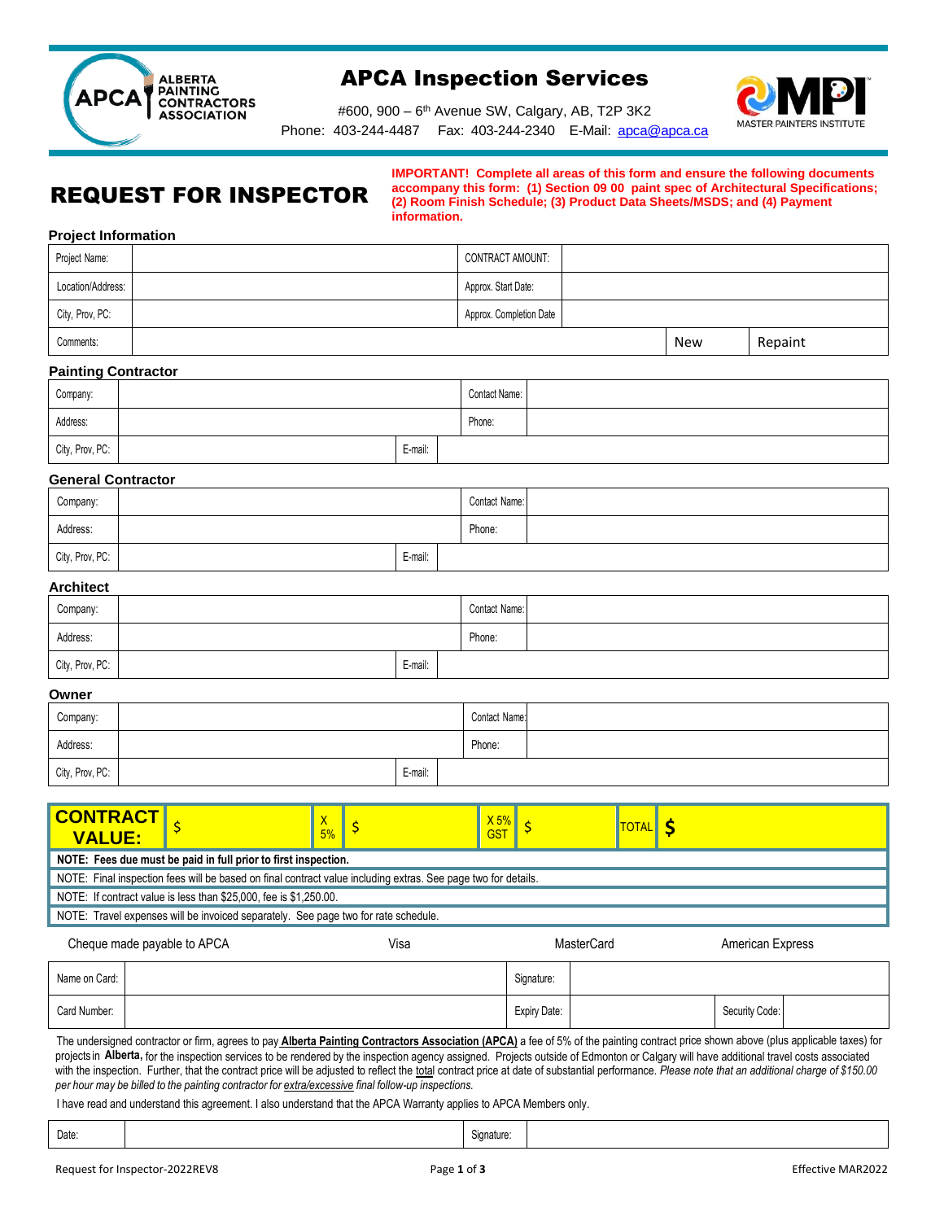ALBERTA PAINTING CONTRACTORS ASSOCIATION

# APCA Inspection Services

#600, 900 – 6th Avenue SW, Calgary, AB, T2P 3K2

Phone: 403-244-4487 Fax: 403-244-2340 E-Mail: apca@apca.ca

MASTER PAINTERS INSTITUTE

# REQUEST FOR INSPECTOR

**IMPORTANT! Complete all areas of this form and ensure the following documents accompany this form: (1) Section 09 00 paint spec of Architectural Specifications; (2) Room Finish Schedule; (3) Product Data Sheets/MSDS; and (4) Payment information.**

### Project Information

| | | | | | |
|---|---|---|---|---|---|
| Project Name: | | CONTRACT AMOUNT: | | | |
| Location/Address: | | Approx. Start Date: | | | |
| City, Prov, PC: | | Approx. Completion Date | | | |
| Comments: | | | | New | Repaint |

### Painting Contractor

| | | | | | |
|---|---|---|---|---|---|
| Company: | | | | Contact Name: | |
| Address: | | | | Phone: | |
| City, Prov, PC: | | E-mail: | | | |

### General Contractor

| | | | | | |
|---|---|---|---|---|---|
| Company: | | | | Contact Name: | |
| Address: | | | | Phone: | |
| City, Prov, PC: | | E-mail: | | | |

### Architect

| | | | | | |
|---|---|---|---|---|---|
| Company: | | | | Contact Name: | |
| Address: | | | | Phone: | |
| City, Prov, PC: | | E-mail: | | | |

### Owner

| | | | | | |
|---|---|---|---|---|---|
| Company: | | | | Contact Name: | |
| Address: | | | | Phone: | |
| City, Prov, PC: | | E-mail: | | | |

| | | | | | | | |
|---|---|---|---|---|---|---|---|
| **CONTRACT VALUE:** | $ | X 5% | $ | X 5% GST | $ | TOTAL | **$** |
| **NOTE: Fees due must be paid in full prior to first inspection.** | | | | | | | |
| NOTE: Final inspection fees will be based on final contract value including extras. See page two for details. | | | | | | | |
| NOTE: If contract value is less than $25,000, fee is $1,250.00. | | | | | | | |
| NOTE: Travel expenses will be invoiced separately. See page two for rate schedule. | | | | | | | |

Cheque made payable to APCA  Visa  MasterCard  American Express

| | | | | | |
|---|---|---|---|---|---|
| Name on Card: | | Signature: | | | |
| Card Number: | | Expiry Date: | | Security Code: | |

The undersigned contractor or firm, agrees to pay **Alberta Painting Contractors Association (APCA)** a fee of 5% of the painting contract price shown above (plus applicable taxes) for projects in **Alberta,** for the inspection services to be rendered by the inspection agency assigned. Projects outside of Edmonton or Calgary will have additional travel costs associated with the inspection. Further, that the contract price will be adjusted to reflect the total contract price at date of substantial performance. *Please note that an additional charge of $150.00 per hour may be billed to the painting contractor for extra/excessive final follow-up inspections.*

I have read and understand this agreement. I also understand that the APCA Warranty applies to APCA Members only.

| | | | |
|---|---|---|---|
| Date: | | Signature: | |

Request for Inspector-2022REV8  Effective MAR2022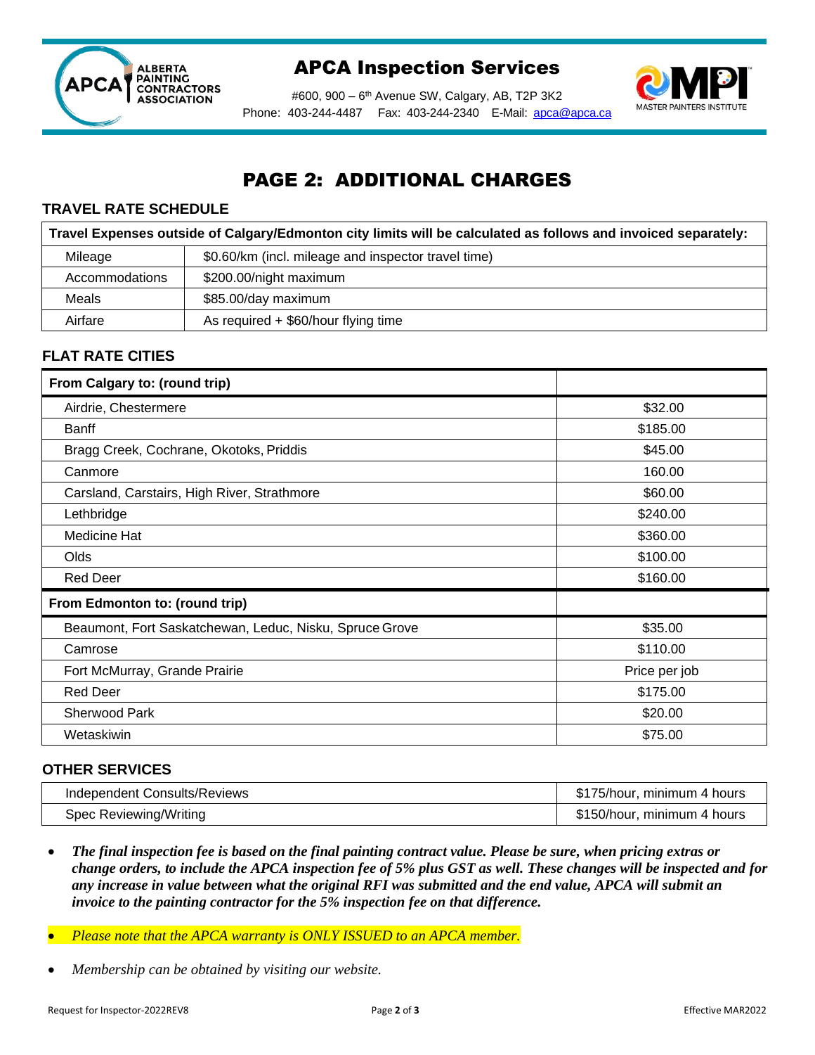# APCA Inspection Services

#600, 900 – 6th Avenue SW, Calgary, AB, T2P 3K2
Phone: 403-244-4487 Fax: 403-244-2340 E-Mail: apca@apca.ca

# PAGE 2: ADDITIONAL CHARGES

## TRAVEL RATE SCHEDULE

| Travel Expenses outside of Calgary/Edmonton city limits will be calculated as follows and invoiced separately: | |
|---|---|
| Mileage | $0.60/km (incl. mileage and inspector travel time) |
| Accommodations | $200.00/night maximum |
| Meals | $85.00/day maximum |
| Airfare | As required + $60/hour flying time |

## FLAT RATE CITIES

| From Calgary to: (round trip) | |
|---|---|
| Airdrie, Chestermere | $32.00 |
| Banff | $185.00 |
| Bragg Creek, Cochrane, Okotoks, Priddis | $45.00 |
| Canmore | 160.00 |
| Carsland, Carstairs, High River, Strathmore | $60.00 |
| Lethbridge | $240.00 |
| Medicine Hat | $360.00 |
| Olds | $100.00 |
| Red Deer | $160.00 |
| **From Edmonton to: (round trip)** | |
| Beaumont, Fort Saskatchewan, Leduc, Nisku, Spruce Grove | $35.00 |
| Camrose | $110.00 |
| Fort McMurray, Grande Prairie | Price per job |
| Red Deer | $175.00 |
| Sherwood Park | $20.00 |
| Wetaskiwin | $75.00 |

## OTHER SERVICES

| | |
|---|---|
| Independent Consults/Reviews | $175/hour, minimum 4 hours |
| Spec Reviewing/Writing | $150/hour, minimum 4 hours |

- ***The final inspection fee is based on the final painting contract value. Please be sure, when pricing extras or change orders, to include the APCA inspection fee of 5% plus GST as well. These changes will be inspected and for any increase in value between what the original RFI was submitted and the end value, APCA will submit an invoice to the painting contractor for the 5% inspection fee on that difference.***
- *Please note that the APCA warranty is ONLY ISSUED to an APCA member.*
- *Membership can be obtained by visiting our website.*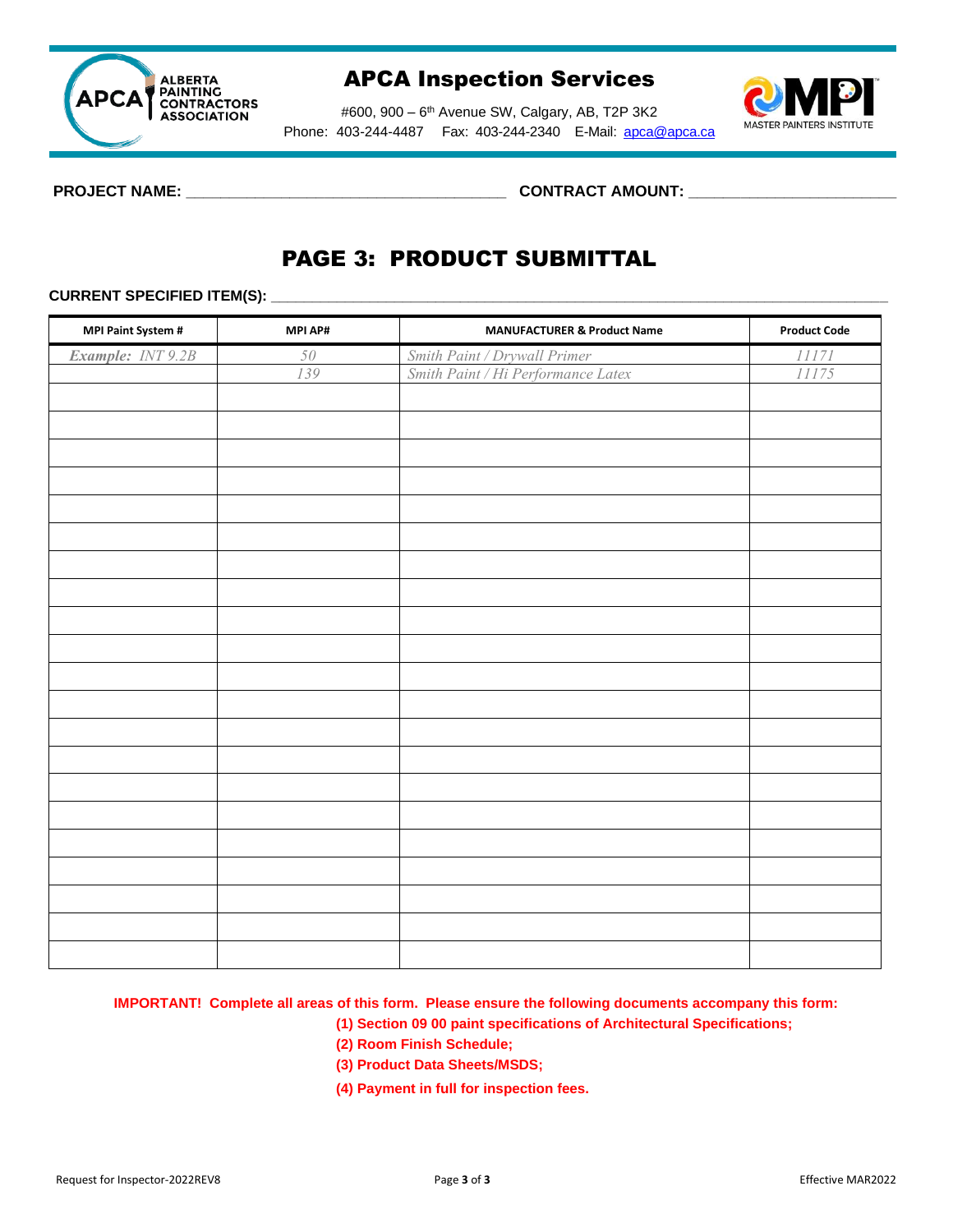# APCA Inspection Services

#600, 900 – 6th Avenue SW, Calgary, AB, T2P 3K2
Phone: 403-244-4487 Fax: 403-244-2340 E-Mail: apca@apca.ca

**PROJECT NAME:** ______________________________ **CONTRACT AMOUNT:** ____________________

## PAGE 3: PRODUCT SUBMITTAL

**CURRENT SPECIFIED ITEM(S):** ____________________________________________________________

| MPI Paint System # | MPI AP# | MANUFACTURER & Product Name | Product Code |
|---|---|---|---|
| ***Example:*** *INT 9.2B* | *50* | *Smith Paint / Drywall Primer* | *11171* |
| | *139* | *Smith Paint / Hi Performance Latex* | *11175* |
| | | | |
| | | | |
| | | | |
| | | | |
| | | | |
| | | | |
| | | | |
| | | | |
| | | | |
| | | | |
| | | | |
| | | | |
| | | | |
| | | | |
| | | | |
| | | | |
| | | | |
| | | | |
| | | | |
| | | | |
| | | | |

**IMPORTANT! Complete all areas of this form. Please ensure the following documents accompany this form:**

**(1) Section 09 00 paint specifications of Architectural Specifications;**

**(2) Room Finish Schedule;**

**(3) Product Data Sheets/MSDS;**

**(4) Payment in full for inspection fees.**

Request for Inspector-2022REV8

Effective MAR2022